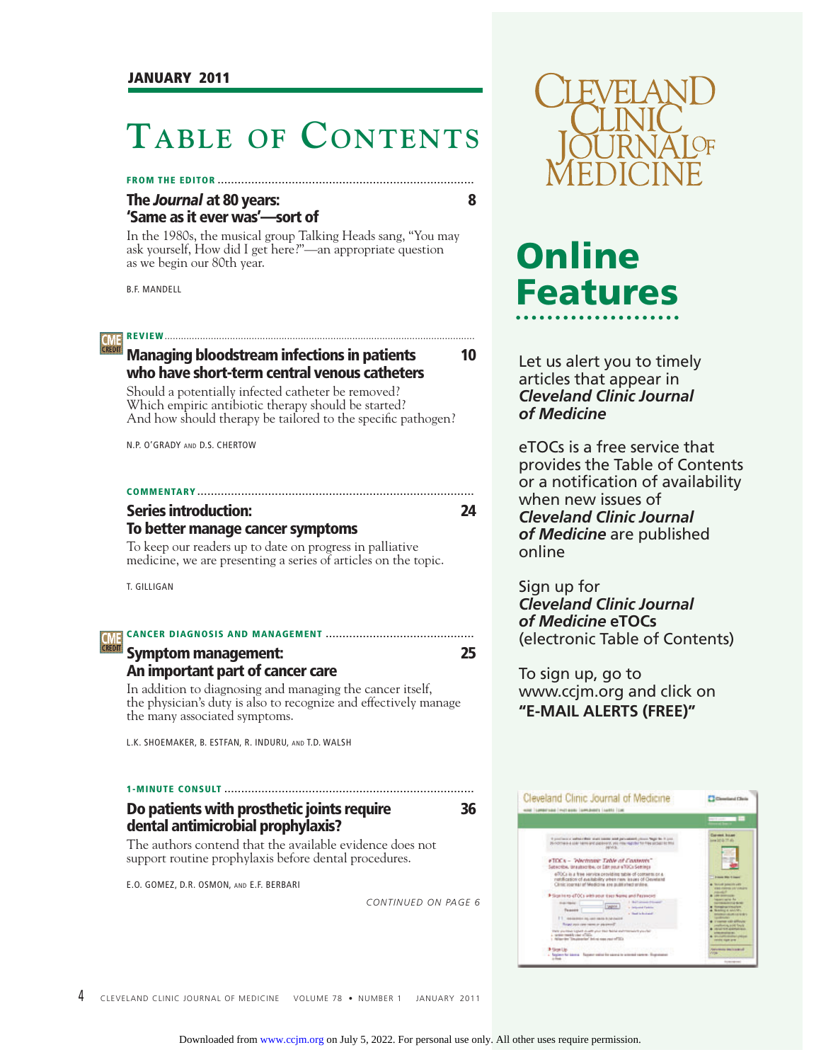JANUARY 2011

# Table of Contents

**FROM THE EDITOR**

### The *Journal* at 80 years: 'Same as it ever was'—sort of — 8

In the 1980s, the musical group Talking Heads sang, "You may ask yourself, How did I get here?"—an appropriate question as we begin our 80th year.

B.F. MANDELL

**REVIEW** (CME CREDIT)

### Managing bloodstream infections in patients who have short-term central venous catheters — 10

Should a potentially infected catheter be removed? Which empiric antibiotic therapy should be started? And how should therapy be tailored to the specific pathogen?

N.P. O'GRADY AND D.S. CHERTOW

**COMMENTARY**

### Series introduction: To better manage cancer symptoms — 24

To keep our readers up to date on progress in palliative medicine, we are presenting a series of articles on the topic.

T. GILLIGAN

**CANCER DIAGNOSIS AND MANAGEMENT** (CME CREDIT)

### Symptom management: An important part of cancer care — 25

In addition to diagnosing and managing the cancer itself, the physician's duty is also to recognize and effectively manage the many associated symptoms.

L.K. SHOEMAKER, B. ESTFAN, R. INDURU, AND T.D. WALSH

**1-MINUTE CONSULT**

### Do patients with prosthetic joints require dental antimicrobial prophylaxis? — 36

The authors contend that the available evidence does not support routine prophylaxis before dental procedures.

E.O. GOMEZ, D.R. OSMON, AND E.F. BERBARI

*CONTINUED ON PAGE 6*

---

Cleveland Clinic Journal of Medicine

## Online Features

Let us alert you to timely articles that appear in ***Cleveland Clinic Journal of Medicine***

eTOCs is a free service that provides the Table of Contents or a notification of availability when new issues of ***Cleveland Clinic Journal of Medicine*** are published online

Sign up for ***Cleveland Clinic Journal of Medicine*** **eTOCs** (electronic Table of Contents)

To sign up, go to www.ccjm.org and click on **"E-MAIL ALERTS (FREE)"**

Downloaded from www.ccjm.org on July 5, 2022. For personal use only. All other uses require permission.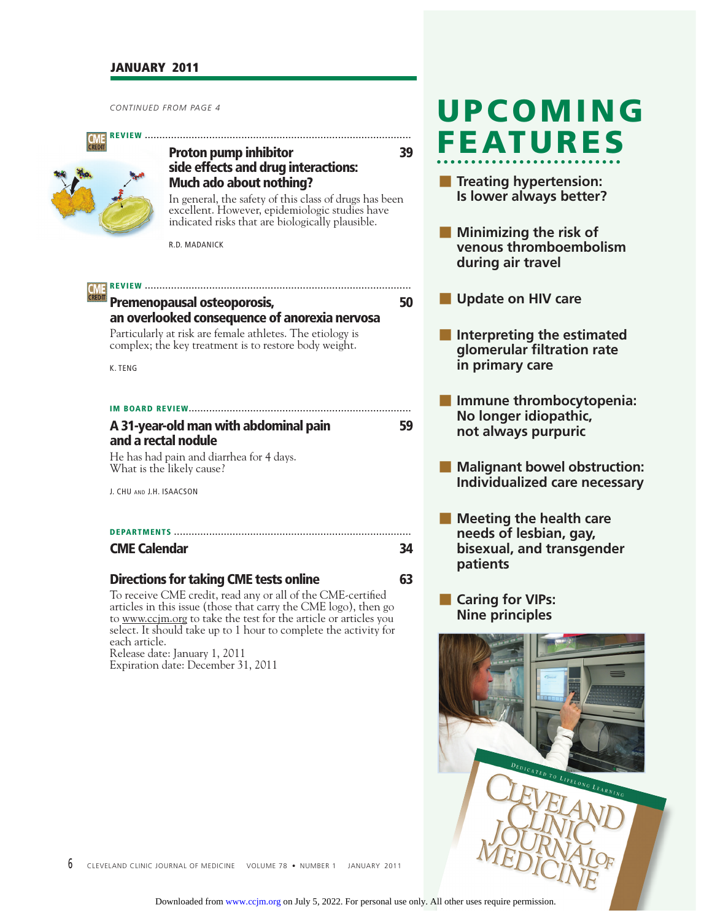## JANUARY 2011

*CONTINUED FROM PAGE 4*

**REVIEW**

### Proton pump inhibitor side effects and drug interactions: Much ado about nothing? — 39

In general, the safety of this class of drugs has been excellent. However, epidemiologic studies have indicated risks that are biologically plausible.

R.D. MADANICK

**REVIEW**

### Premenopausal osteoporosis, an overlooked consequence of anorexia nervosa — 50

Particularly at risk are female athletes. The etiology is complex; the key treatment is to restore body weight.

K. TENG

**IM BOARD REVIEW**

### A 31-year-old man with abdominal pain and a rectal nodule — 59

He has had pain and diarrhea for 4 days. What is the likely cause?

J. CHU AND J.H. ISAACSON

**DEPARTMENTS**

### CME Calendar — 34

### Directions for taking CME tests online — 63

To receive CME credit, read any or all of the CME-certified articles in this issue (those that carry the CME logo), then go to www.ccjm.org to take the test for the article or articles you select. It should take up to 1 hour to complete the activity for each article.
Release date: January 1, 2011
Expiration date: December 31, 2011

# UPCOMING FEATURES

- Treating hypertension: Is lower always better?
- Minimizing the risk of venous thromboembolism during air travel
- Update on HIV care
- Interpreting the estimated glomerular filtration rate in primary care
- Immune thrombocytopenia: No longer idiopathic, not always purpuric
- Malignant bowel obstruction: Individualized care necessary
- Meeting the health care needs of lesbian, gay, bisexual, and transgender patients
- Caring for VIPs: Nine principles

Downloaded from www.ccjm.org on July 5, 2022. For personal use only. All other uses require permission.